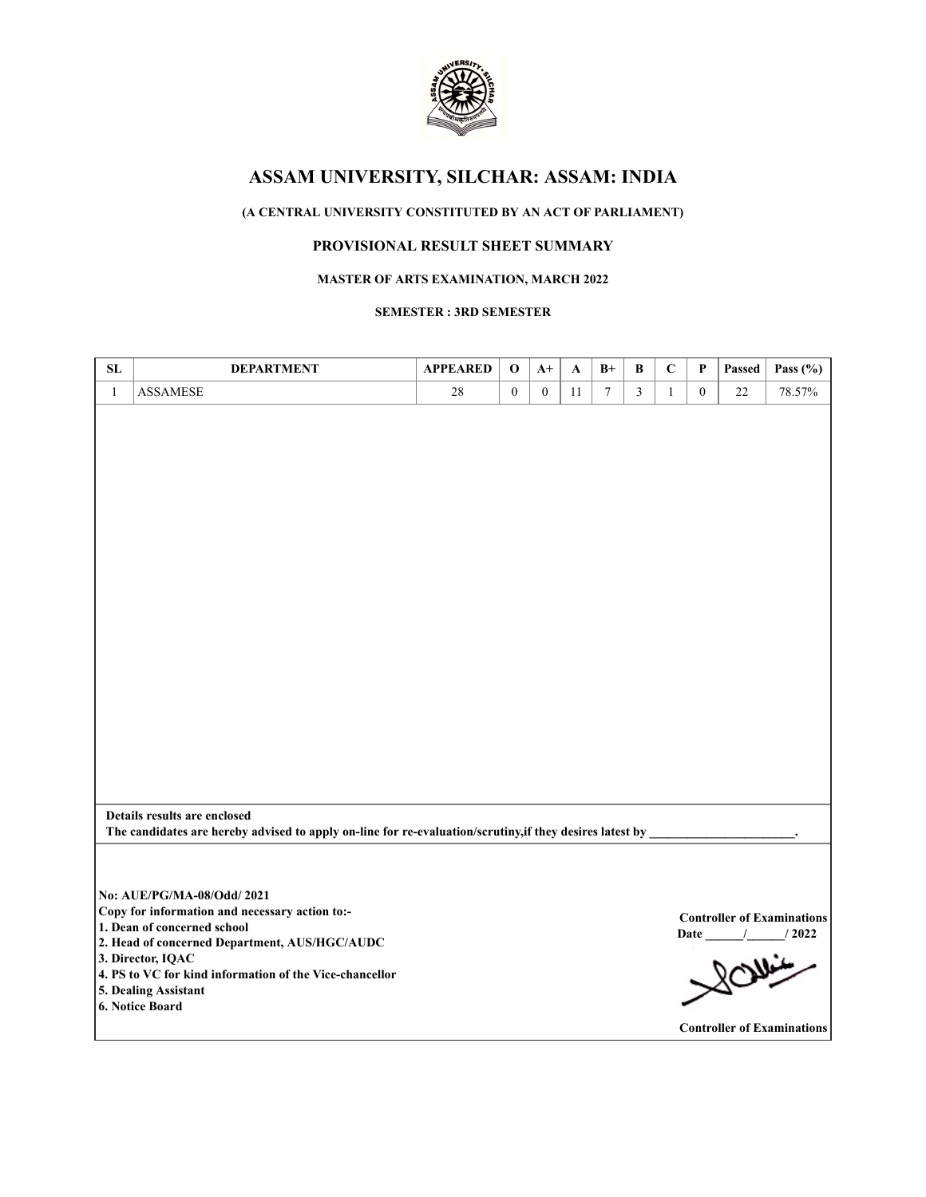# ASSAM UNIVERSITY, SILCHAR: ASSAM: INDIA

**(A CENTRAL UNIVERSITY CONSTITUTED BY AN ACT OF PARLIAMENT)**

**PROVISIONAL RESULT SHEET SUMMARY**

**MASTER OF ARTS EXAMINATION, MARCH 2022**

**SEMESTER : 3RD SEMESTER**

| SL | DEPARTMENT | APPEARED | O | A+ | A | B+ | B | C | P | Passed | Pass (%) |
|---|---|---|---|---|---|---|---|---|---|---|---|
| 1 | ASSAMESE | 28 | 0 | 0 | 11 | 7 | 3 | 1 | 0 | 22 | 78.57% |

**Details results are enclosed**

**The candidates are hereby advised to apply on-line for re-evaluation/scrutiny,if they desires latest by \_\_\_\_\_\_\_\_\_\_\_\_\_\_\_\_\_\_\_\_\_\_\_.**

**No: AUE/PG/MA-08/Odd/ 2021**

**Copy for information and necessary action to:-**

**1. Dean of concerned school**
**2. Head of concerned Department, AUS/HGC/AUDC**
**3. Director, IQAC**
**4. PS to VC for kind information of the Vice-chancellor**
**5. Dealing Assistant**
**6. Notice Board**

**Controller of Examinations**
**Date \_\_\_\_\_\_/\_\_\_\_\_\_/ 2022**

**Controller of Examinations**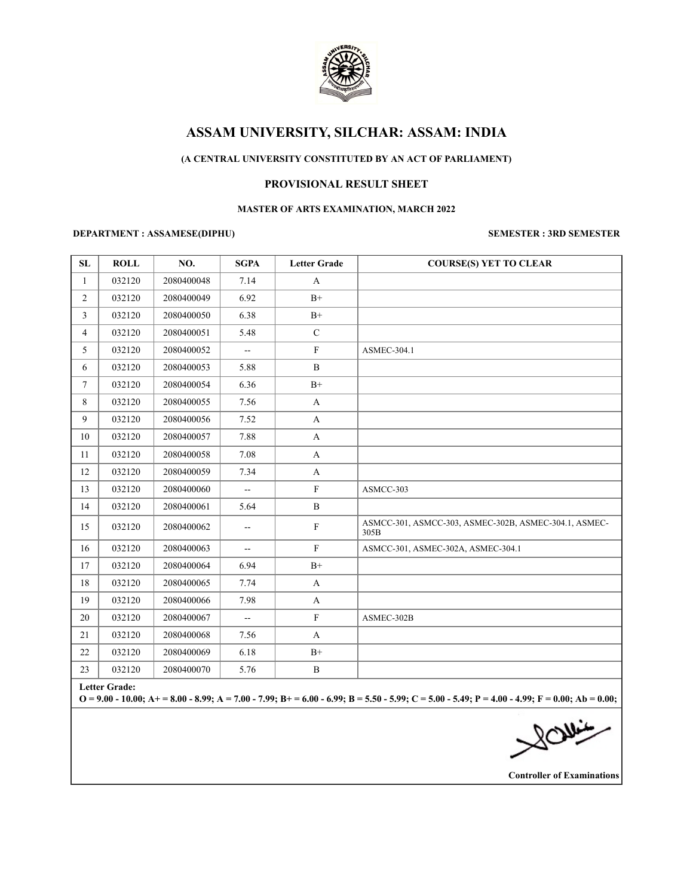# ASSAM UNIVERSITY, SILCHAR: ASSAM: INDIA

**(A CENTRAL UNIVERSITY CONSTITUTED BY AN ACT OF PARLIAMENT)**

**PROVISIONAL RESULT SHEET**

**MASTER OF ARTS EXAMINATION, MARCH 2022**

**DEPARTMENT : ASSAMESE(DIPHU)** **SEMESTER : 3RD SEMESTER**

| SL | ROLL | NO. | SGPA | Letter Grade | COURSE(S) YET TO CLEAR |
|---|---|---|---|---|---|
| 1 | 032120 | 2080400048 | 7.14 | A | |
| 2 | 032120 | 2080400049 | 6.92 | B+ | |
| 3 | 032120 | 2080400050 | 6.38 | B+ | |
| 4 | 032120 | 2080400051 | 5.48 | C | |
| 5 | 032120 | 2080400052 | -- | F | ASMEC-304.1 |
| 6 | 032120 | 2080400053 | 5.88 | B | |
| 7 | 032120 | 2080400054 | 6.36 | B+ | |
| 8 | 032120 | 2080400055 | 7.56 | A | |
| 9 | 032120 | 2080400056 | 7.52 | A | |
| 10 | 032120 | 2080400057 | 7.88 | A | |
| 11 | 032120 | 2080400058 | 7.08 | A | |
| 12 | 032120 | 2080400059 | 7.34 | A | |
| 13 | 032120 | 2080400060 | -- | F | ASMCC-303 |
| 14 | 032120 | 2080400061 | 5.64 | B | |
| 15 | 032120 | 2080400062 | -- | F | ASMCC-301, ASMCC-303, ASMEC-302B, ASMEC-304.1, ASMEC-305B |
| 16 | 032120 | 2080400063 | -- | F | ASMCC-301, ASMEC-302A, ASMEC-304.1 |
| 17 | 032120 | 2080400064 | 6.94 | B+ | |
| 18 | 032120 | 2080400065 | 7.74 | A | |
| 19 | 032120 | 2080400066 | 7.98 | A | |
| 20 | 032120 | 2080400067 | -- | F | ASMEC-302B |
| 21 | 032120 | 2080400068 | 7.56 | A | |
| 22 | 032120 | 2080400069 | 6.18 | B+ | |
| 23 | 032120 | 2080400070 | 5.76 | B | |

**Letter Grade:**
**O = 9.00 - 10.00; A+ = 8.00 - 8.99; A = 7.00 - 7.99; B+ = 6.00 - 6.99; B = 5.50 - 5.99; C = 5.00 - 5.49; P = 4.00 - 4.99; F = 0.00; Ab = 0.00;**

**Controller of Examinations**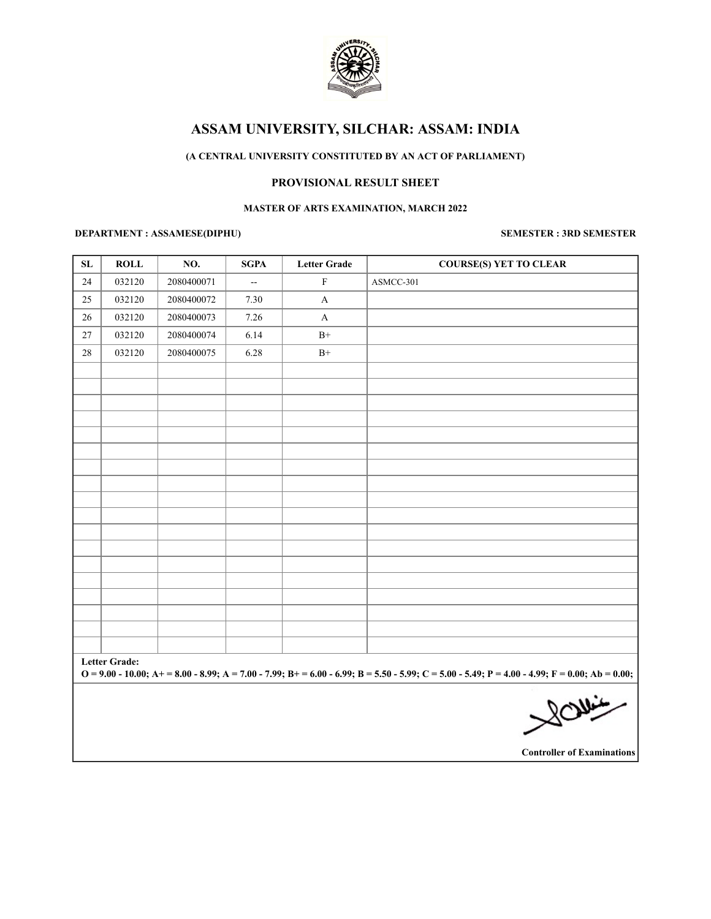# ASSAM UNIVERSITY, SILCHAR: ASSAM: INDIA

**(A CENTRAL UNIVERSITY CONSTITUTED BY AN ACT OF PARLIAMENT)**

**PROVISIONAL RESULT SHEET**

**MASTER OF ARTS EXAMINATION, MARCH 2022**

**DEPARTMENT : ASSAMESE(DIPHU)** **SEMESTER : 3RD SEMESTER**

| SL | ROLL | NO. | SGPA | Letter Grade | COURSE(S) YET TO CLEAR |
|---|---|---|---|---|---|
| 24 | 032120 | 2080400071 | -- | F | ASMCC-301 |
| 25 | 032120 | 2080400072 | 7.30 | A | |
| 26 | 032120 | 2080400073 | 7.26 | A | |
| 27 | 032120 | 2080400074 | 6.14 | B+ | |
| 28 | 032120 | 2080400075 | 6.28 | B+ | |

**Letter Grade:**
**O = 9.00 - 10.00; A+ = 8.00 - 8.99; A = 7.00 - 7.99; B+ = 6.00 - 6.99; B = 5.50 - 5.99; C = 5.00 - 5.49; P = 4.00 - 4.99; F = 0.00; Ab = 0.00;**

**Controller of Examinations**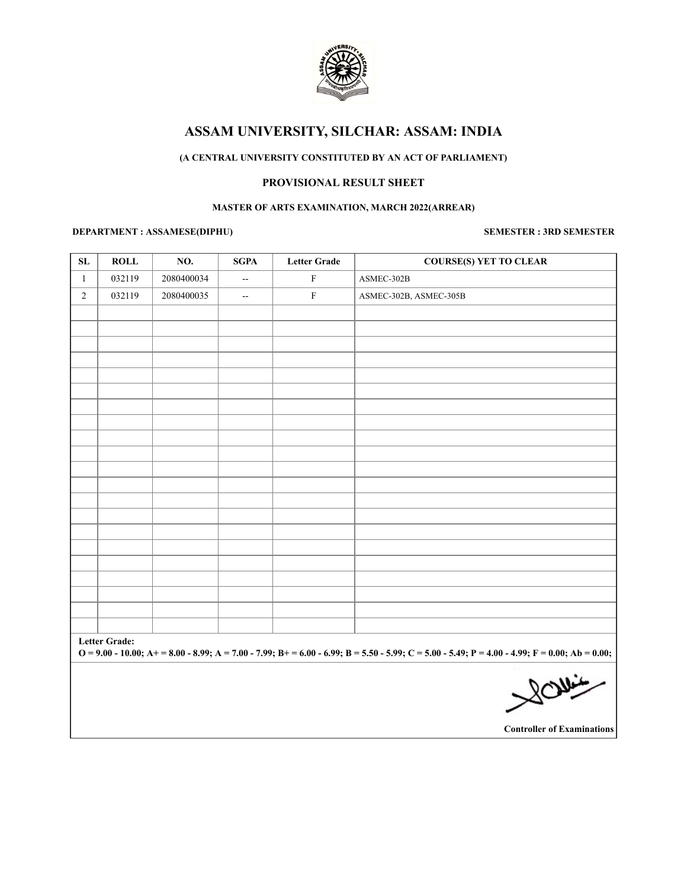# ASSAM UNIVERSITY, SILCHAR: ASSAM: INDIA

**(A CENTRAL UNIVERSITY CONSTITUTED BY AN ACT OF PARLIAMENT)**

**PROVISIONAL RESULT SHEET**

**MASTER OF ARTS EXAMINATION, MARCH 2022(ARREAR)**

**DEPARTMENT : ASSAMESE(DIPHU)** **SEMESTER : 3RD SEMESTER**

| SL | ROLL | NO. | SGPA | Letter Grade | COURSE(S) YET TO CLEAR |
|---|---|---|---|---|---|
| 1 | 032119 | 2080400034 | -- | F | ASMEC-302B |
| 2 | 032119 | 2080400035 | -- | F | ASMEC-302B, ASMEC-305B |

**Letter Grade:**
**O = 9.00 - 10.00; A+ = 8.00 - 8.99; A = 7.00 - 7.99; B+ = 6.00 - 6.99; B = 5.50 - 5.99; C = 5.00 - 5.49; P = 4.00 - 4.99; F = 0.00; Ab = 0.00;**

**Controller of Examinations**